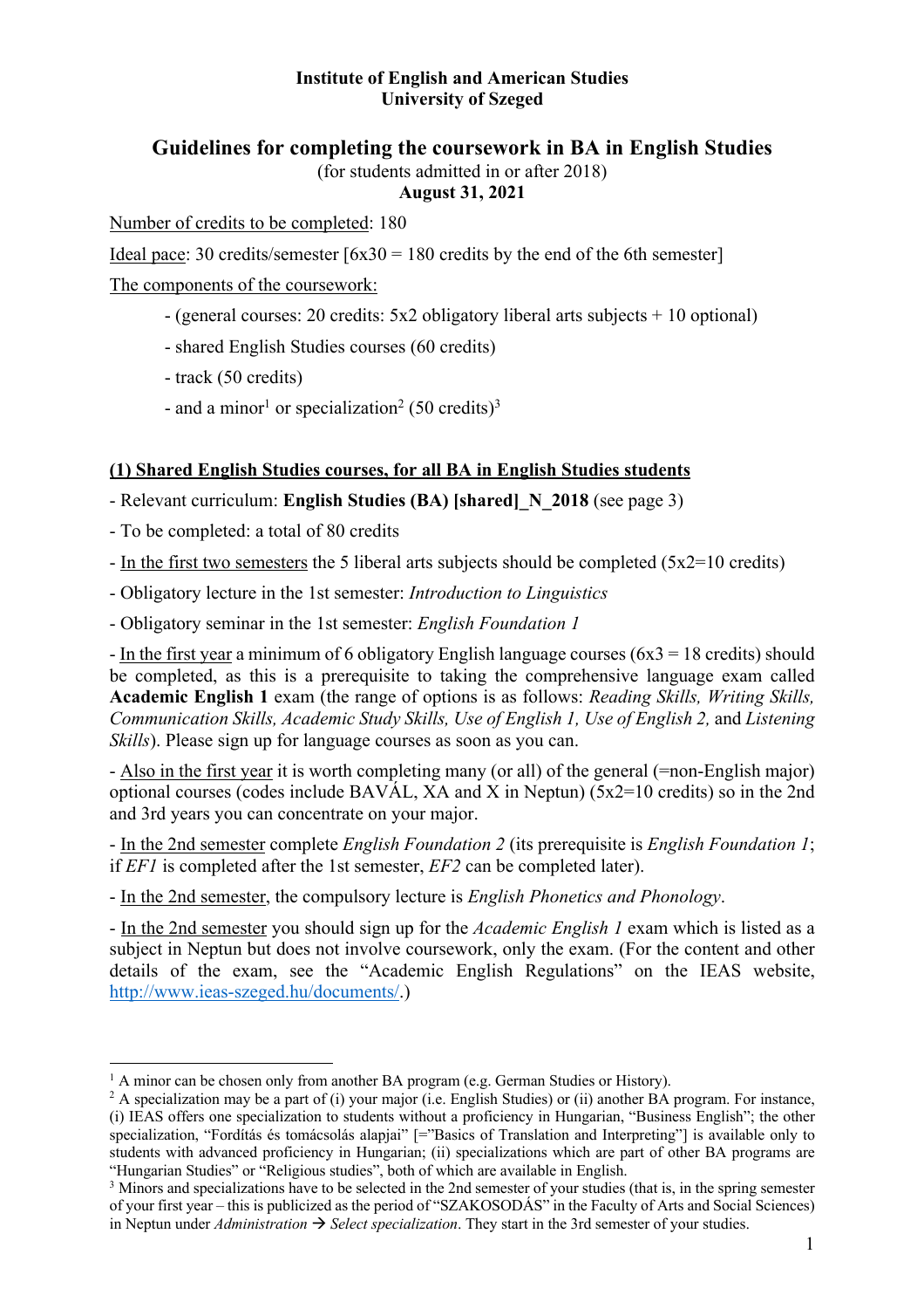**Institute of English and American Studies**
**University of Szeged**

# Guidelines for completing the coursework in BA in English Studies

(for students admitted in or after 2018)
**August 31, 2021**

Number of credits to be completed: 180

Ideal pace: 30 credits/semester [6x30 = 180 credits by the end of the 6th semester]

The components of the coursework:

- (general courses: 20 credits: 5x2 obligatory liberal arts subjects + 10 optional)
- shared English Studies courses (60 credits)
- track (50 credits)
- and a minor[1] or specialization[2] (50 credits)[3]

## (1) Shared English Studies courses, for all BA in English Studies students

- Relevant curriculum: **English Studies (BA) [shared]_N_2018** (see page 3)
- To be completed: a total of 80 credits
- In the first two semesters the 5 liberal arts subjects should be completed (5x2=10 credits)
- Obligatory lecture in the 1st semester: *Introduction to Linguistics*
- Obligatory seminar in the 1st semester: *English Foundation 1*
- In the first year a minimum of 6 obligatory English language courses (6x3 = 18 credits) should be completed, as this is a prerequisite to taking the comprehensive language exam called **Academic English 1** exam (the range of options is as follows: *Reading Skills, Writing Skills, Communication Skills, Academic Study Skills, Use of English 1, Use of English 2,* and *Listening Skills*). Please sign up for language courses as soon as you can.
- Also in the first year it is worth completing many (or all) of the general (=non-English major) optional courses (codes include BAVÁL, XA and X in Neptun) (5x2=10 credits) so in the 2nd and 3rd years you can concentrate on your major.
- In the 2nd semester complete *English Foundation 2* (its prerequisite is *English Foundation 1*; if *EF1* is completed after the 1st semester, *EF2* can be completed later).
- In the 2nd semester, the compulsory lecture is *English Phonetics and Phonology*.
- In the 2nd semester you should sign up for the *Academic English 1* exam which is listed as a subject in Neptun but does not involve coursework, only the exam. (For the content and other details of the exam, see the "Academic English Regulations" on the IEAS website, http://www.ieas-szeged.hu/documents/.)

---

[1] A minor can be chosen only from another BA program (e.g. German Studies or History).

[2] A specialization may be a part of (i) your major (i.e. English Studies) or (ii) another BA program. For instance, (i) IEAS offers one specialization to students without a proficiency in Hungarian, "Business English"; the other specialization, "Fordítás és tolmácsolás alapjai" [="Basics of Translation and Interpreting"] is available only to students with advanced proficiency in Hungarian; (ii) specializations which are part of other BA programs are "Hungarian Studies" or "Religious studies", both of which are available in English.

[3] Minors and specializations have to be selected in the 2nd semester of your studies (that is, in the spring semester of your first year – this is publicized as the period of "SZAKOSODÁS" in the Faculty of Arts and Social Sciences) in Neptun under *Administration* → *Select specialization*. They start in the 3rd semester of your studies.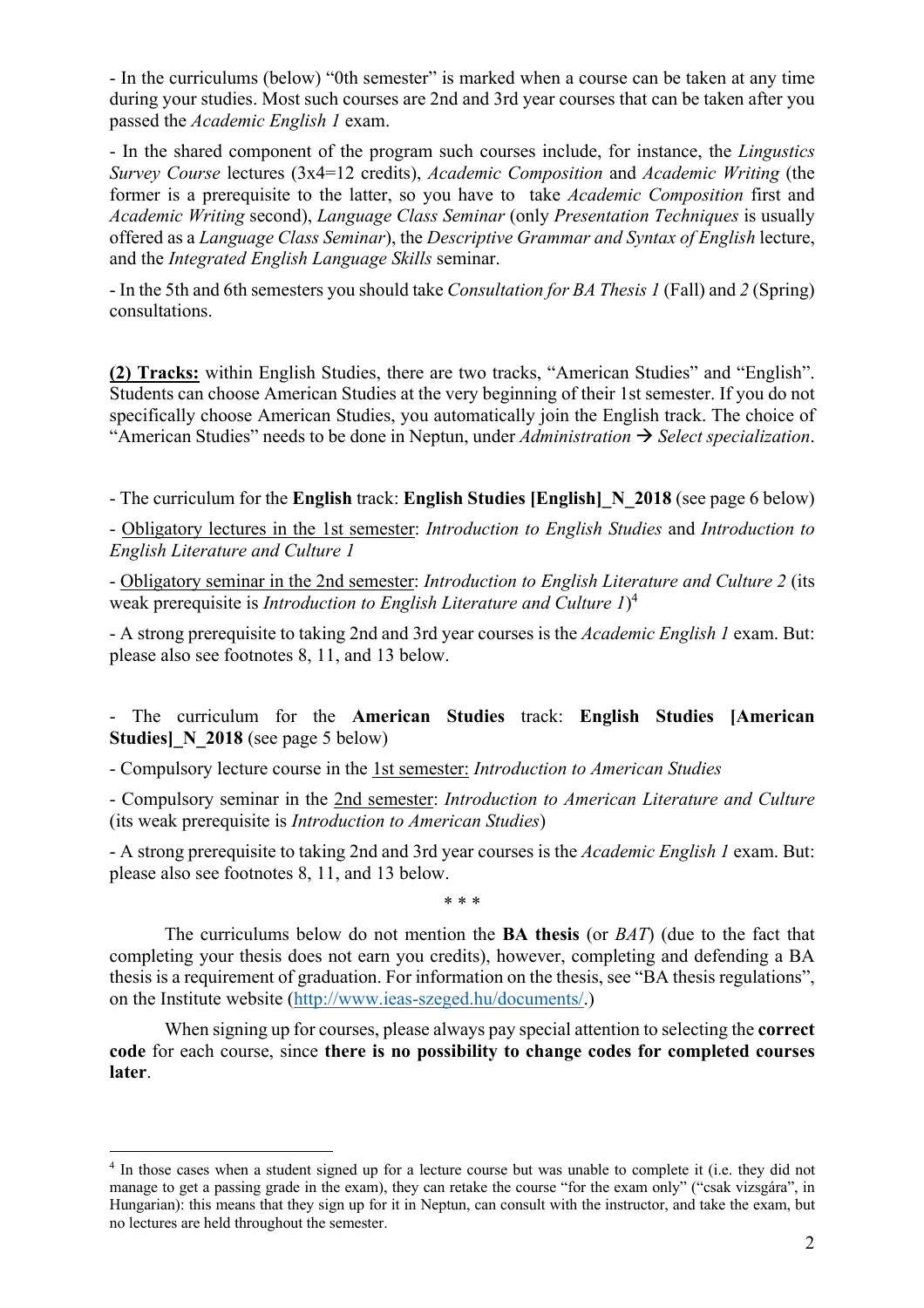- In the curriculums (below) "0th semester" is marked when a course can be taken at any time during your studies. Most such courses are 2nd and 3rd year courses that can be taken after you passed the *Academic English 1* exam.

- In the shared component of the program such courses include, for instance, the *Lingustics Survey Course* lectures (3x4=12 credits), *Academic Composition* and *Academic Writing* (the former is a prerequisite to the latter, so you have to take *Academic Composition* first and *Academic Writing* second), *Language Class Seminar* (only *Presentation Techniques* is usually offered as a *Language Class Seminar*), the *Descriptive Grammar and Syntax of English* lecture, and the *Integrated English Language Skills* seminar.

- In the 5th and 6th semesters you should take *Consultation for BA Thesis 1* (Fall) and *2* (Spring) consultations.

**(2) Tracks:** within English Studies, there are two tracks, "American Studies" and "English". Students can choose American Studies at the very beginning of their 1st semester. If you do not specifically choose American Studies, you automatically join the English track. The choice of "American Studies" needs to be done in Neptun, under *Administration* → *Select specialization*.

- The curriculum for the **English** track: **English Studies [English]_N_2018** (see page 6 below)

- Obligatory lectures in the 1st semester: *Introduction to English Studies* and *Introduction to English Literature and Culture 1*

- Obligatory seminar in the 2nd semester: *Introduction to English Literature and Culture 2* (its weak prerequisite is *Introduction to English Literature and Culture 1*)[4]

- A strong prerequisite to taking 2nd and 3rd year courses is the *Academic English 1* exam. But: please also see footnotes 8, 11, and 13 below.

- The curriculum for the **American Studies** track: **English Studies [American Studies]_N_2018** (see page 5 below)

- Compulsory lecture course in the 1st semester: *Introduction to American Studies*

- Compulsory seminar in the 2nd semester: *Introduction to American Literature and Culture* (its weak prerequisite is *Introduction to American Studies*)

- A strong prerequisite to taking 2nd and 3rd year courses is the *Academic English 1* exam. But: please also see footnotes 8, 11, and 13 below.

\* \* \*

The curriculums below do not mention the **BA thesis** (or *BAT*) (due to the fact that completing your thesis does not earn you credits), however, completing and defending a BA thesis is a requirement of graduation. For information on the thesis, see "BA thesis regulations", on the Institute website (http://www.ieas-szeged.hu/documents/.)

When signing up for courses, please always pay special attention to selecting the **correct code** for each course, since **there is no possibility to change codes for completed courses later**.

---

[4] In those cases when a student signed up for a lecture course but was unable to complete it (i.e. they did not manage to get a passing grade in the exam), they can retake the course "for the exam only" ("csak vizsgára", in Hungarian): this means that they sign up for it in Neptun, can consult with the instructor, and take the exam, but no lectures are held throughout the semester.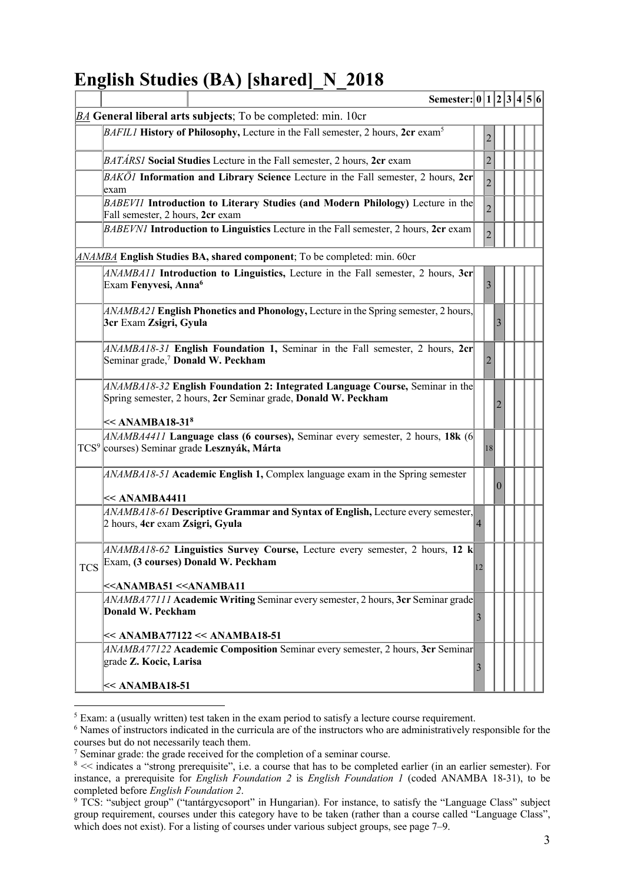# English Studies (BA) [shared]_N_2018

| | | 0 | 1 | 2 | 3 | 4 | 5 | 6 |
|---|---|---|---|---|---|---|---|---|
| *BA* **General liberal arts subjects**; To be completed: min. 10cr | | | | | | | | |
| | *BAFIL1* **History of Philosophy,** Lecture in the Fall semester, 2 hours, **2cr** exam[5] | | 2 | | | | | |
| | *BATÁRS1* **Social Studies** Lecture in the Fall semester, 2 hours, **2cr** exam | | 2 | | | | | |
| | *BAKÖ1* **Information and Library Science** Lecture in the Fall semester, 2 hours, **2cr** exam | | 2 | | | | | |
| | *BABEVI1* **Introduction to Literary Studies (and Modern Philology)** Lecture in the Fall semester, 2 hours, **2cr** exam | | 2 | | | | | |
| | *BABEVN1* **Introduction to Linguistics** Lecture in the Fall semester, 2 hours, **2cr** exam | | 2 | | | | | |
| *ANAMBA* **English Studies BA, shared component**; To be completed: min. 60cr | | | | | | | | |
| | *ANAMBA11* **Introduction to Linguistics,** Lecture in the Fall semester, 2 hours, **3cr** Exam **Fenyvesi, Anna**[6] | | 3 | | | | | |
| | *ANAMBA21* **English Phonetics and Phonology,** Lecture in the Spring semester, 2 hours, **3cr** Exam **Zsigri, Gyula** | | | 3 | | | | |
| | *ANAMBA18-31* **English Foundation 1,** Seminar in the Fall semester, 2 hours, **2cr** Seminar grade,[7] **Donald W. Peckham** | | 2 | | | | | |
| | *ANAMBA18-32* **English Foundation 2: Integrated Language Course,** Seminar in the Spring semester, 2 hours, **2cr** Seminar grade, **Donald W. Peckham** **<< ANAMBA18-31**[8] | | | 2 | | | | |
| TCS[9] | *ANAMBA4411* **Language class (6 courses),** Seminar every semester, 2 hours, **18k** (6 courses) Seminar grade **Lesznyák, Márta** | | 18 | | | | | |
| | *ANAMBA18-51* **Academic English 1,** Complex language exam in the Spring semester **<< ANAMBA4411** | | | 0 | | | | |
| | *ANAMBA18-61* **Descriptive Grammar and Syntax of English,** Lecture every semester, 2 hours, **4cr** exam **Zsigri, Gyula** | 4 | | | | | | |
| TCS | *ANAMBA18-62* **Linguistics Survey Course,** Lecture every semester, 2 hours, **12 k** Exam, **(3 courses) Donald W. Peckham** **<<ANAMBA51 <<ANAMBA11** | 12 | | | | | | |
| | *ANAMBA77111* **Academic Writing** Seminar every semester, 2 hours, **3cr** Seminar grade **Donald W. Peckham** **<< ANAMBA77122 << ANAMBA18-51** | 3 | | | | | | |
| | *ANAMBA77122* **Academic Composition** Seminar every semester, 2 hours, **3cr** Seminar grade **Z. Kocic, Larisa** **<< ANAMBA18-51** | 3 | | | | | | |

[5] Exam: a (usually written) test taken in the exam period to satisfy a lecture course requirement.

[6] Names of instructors indicated in the curricula are of the instructors who are administratively responsible for the courses but do not necessarily teach them.

[7] Seminar grade: the grade received for the completion of a seminar course.

[8] << indicates a "strong prerequisite", i.e. a course that has to be completed earlier (in an earlier semester). For instance, a prerequisite for *English Foundation 2* is *English Foundation 1* (coded ANAMBA 18-31), to be completed before *English Foundation 2*.

[9] TCS: "subject group" ("tantárgycsoport" in Hungarian). For instance, to satisfy the "Language Class" subject group requirement, courses under this category have to be taken (rather than a course called "Language Class", which does not exist). For a listing of courses under various subject groups, see page 7–9.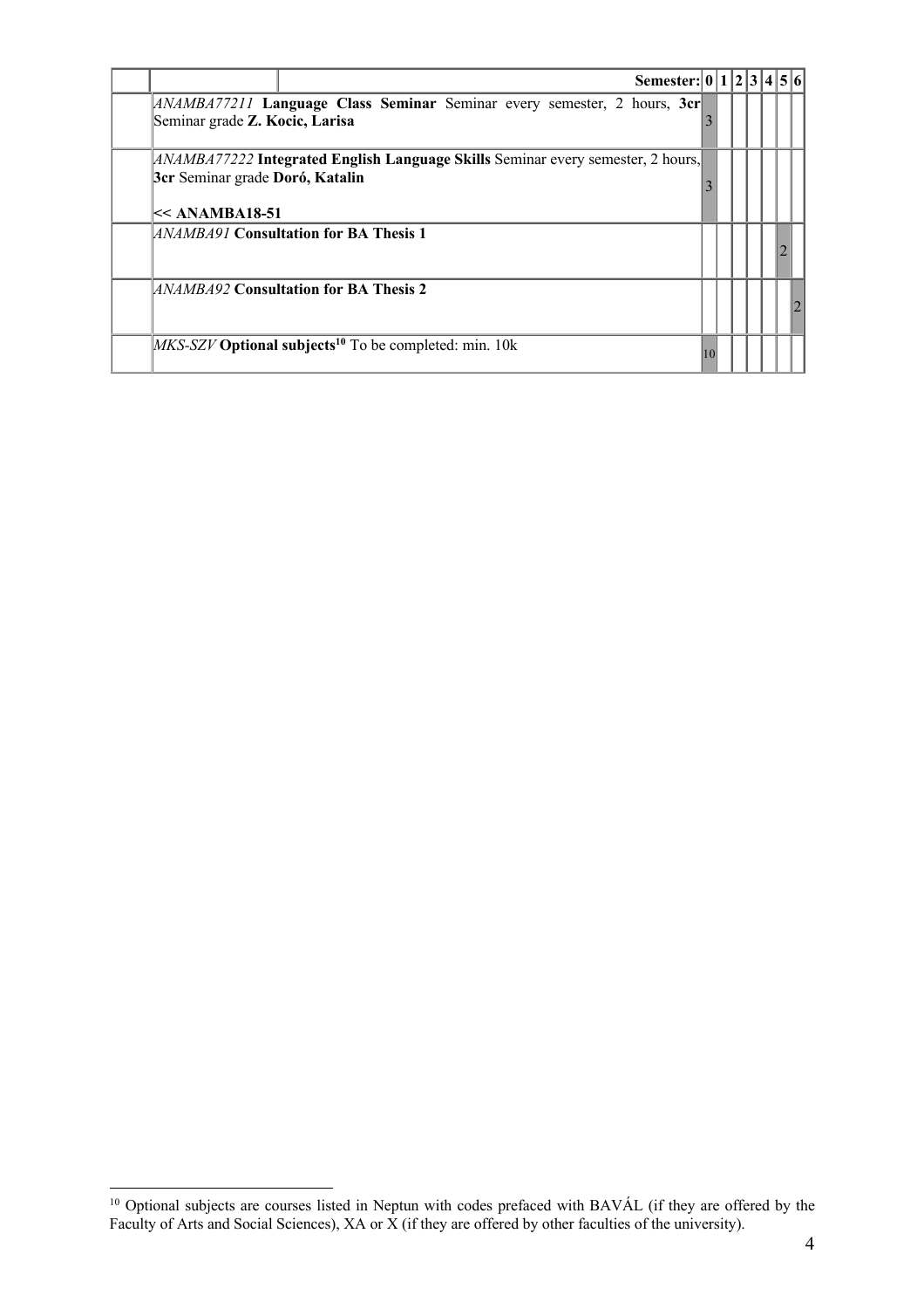| | | Semester: | 0 | 1 | 2 | 3 | 4 | 5 | 6 |
|---|---|---|---|---|---|---|---|---|---|
| | *ANAMBA77211* **Language Class Seminar** Seminar every semester, 2 hours, **3cr** Seminar grade **Z. Kocic, Larisa** | | 3 | | | | | | |
| | *ANAMBA77222* **Integrated English Language Skills** Seminar every semester, 2 hours, **3cr** Seminar grade **Doró, Katalin**<br><br>**<< ANAMBA18-51** | | 3 | | | | | | |
| | *ANAMBA91* **Consultation for BA Thesis 1** | | | | | | | 2 | |
| | *ANAMBA92* **Consultation for BA Thesis 2** | | | | | | | | 2 |
| | *MKS-SZV* **Optional subjects[10]** To be completed: min. 10k | | 10 | | | | | | |

[10] Optional subjects are courses listed in Neptun with codes prefaced with BAVÁL (if they are offered by the Faculty of Arts and Social Sciences), XA or X (if they are offered by other faculties of the university).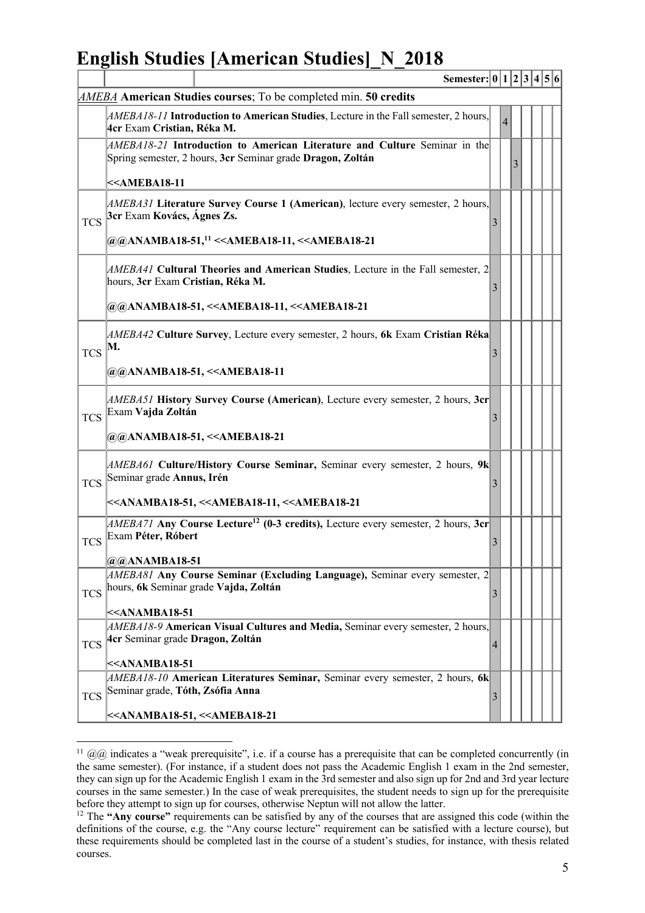# English Studies [American Studies]_N_2018

| | | 0 | 1 | 2 | 3 | 4 | 5 | 6 |
|---|---|---|---|---|---|---|---|---|
| | **Semester:** | **0** | **1** | **2** | **3** | **4** | **5** | **6** |
| | *AMEBA* **American Studies courses**; To be completed min. **50 credits** | | | | | | | |
| | *AMEBA18-11* **Introduction to American Studies**, Lecture in the Fall semester, 2 hours, **4cr** Exam **Cristian, Réka M.** | | 4 | | | | | |
| | *AMEBA18-21* **Introduction to American Literature and Culture** Seminar in the Spring semester, 2 hours, **3cr** Seminar grade **Dragon, Zoltán**<br><br>**<<AMEBA18-11** | | | 3 | | | | |
| TCS | *AMEBA31* **Literature Survey Course 1 (American)**, lecture every semester, 2 hours, **3cr** Exam **Kovács, Ágnes Zs.**<br><br>**@@ANAMBA18-51,[11] <<AMEBA18-11, <<AMEBA18-21** | 3 | | | | | | |
| | *AMEBA41* **Cultural Theories and American Studies**, Lecture in the Fall semester, 2 hours, **3cr** Exam **Cristian, Réka M.**<br><br>**@@ANAMBA18-51, <<AMEBA18-11, <<AMEBA18-21** | 3 | | | | | | |
| TCS | *AMEBA42* **Culture Survey**, Lecture every semester, 2 hours, **6k** Exam **Cristian Réka M.**<br><br>**@@ANAMBA18-51, <<AMEBA18-11** | 3 | | | | | | |
| TCS | *AMEBA51* **History Survey Course (American)**, Lecture every semester, 2 hours, **3cr** Exam **Vajda Zoltán**<br><br>**@@ANAMBA18-51, <<AMEBA18-21** | 3 | | | | | | |
| TCS | *AMEBA61* **Culture/History Course Seminar,** Seminar every semester, 2 hours, **9k** Seminar grade **Annus, Irén**<br><br>**<<ANAMBA18-51, <<AMEBA18-11, <<AMEBA18-21** | 3 | | | | | | |
| TCS | *AMEBA71* **Any Course Lecture[12] (0-3 credits),** Lecture every semester, 2 hours, **3cr** Exam **Péter, Róbert**<br><br>**@@ANAMBA18-51** | 3 | | | | | | |
| TCS | *AMEBA81* **Any Course Seminar (Excluding Language),** Seminar every semester, 2 hours, **6k** Seminar grade **Vajda, Zoltán**<br><br>**<<ANAMBA18-51** | 3 | | | | | | |
| TCS | *AMEBA18-9* **American Visual Cultures and Media,** Seminar every semester, 2 hours, **4cr** Seminar grade **Dragon, Zoltán**<br><br>**<<ANAMBA18-51** | 4 | | | | | | |
| TCS | *AMEBA18-10* **American Literatures Seminar,** Seminar every semester, 2 hours, **6k** Seminar grade, **Tóth, Zsófia Anna**<br><br>**<<ANAMBA18-51, <<AMEBA18-21** | 3 | | | | | | |

[11] @@ indicates a "weak prerequisite", i.e. if a course has a prerequisite that can be completed concurrently (in the same semester). (For instance, if a student does not pass the Academic English 1 exam in the 2nd semester, they can sign up for the Academic English 1 exam in the 3rd semester and also sign up for 2nd and 3rd year lecture courses in the same semester.) In the case of weak prerequisites, the student needs to sign up for the prerequisite before they attempt to sign up for courses, otherwise Neptun will not allow the latter.

[12] The **"Any course"** requirements can be satisfied by any of the courses that are assigned this code (within the definitions of the course, e.g. the "Any course lecture" requirement can be satisfied with a lecture course), but these requirements should be completed last in the course of a student's studies, for instance, with thesis related courses.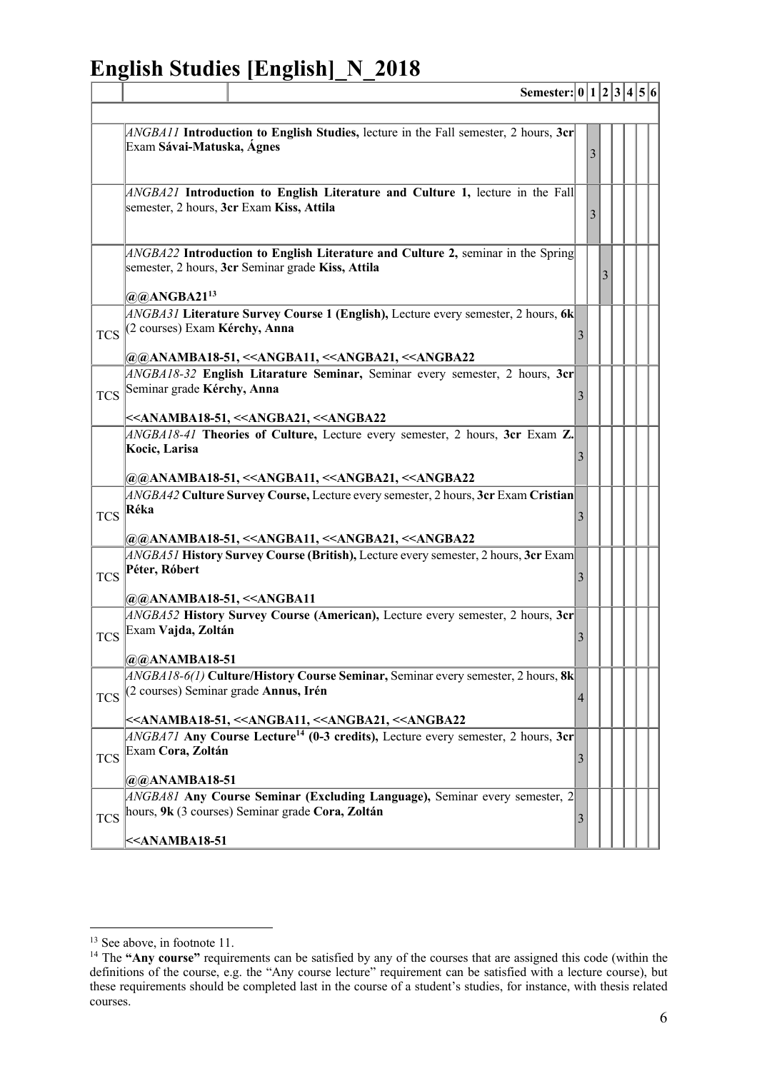# English Studies [English]_N_2018

| | | Semester: | 0 | 1 | 2 | 3 | 4 | 5 | 6 |
|---|---|---|---|---|---|---|---|---|---|
| | *ANGBA11* **Introduction to English Studies,** lecture in the Fall semester, 2 hours, **3cr** Exam **Sávai-Matuska, Ágnes** | | | 3 | | | | | |
| | *ANGBA21* **Introduction to English Literature and Culture 1,** lecture in the Fall semester, 2 hours, **3cr** Exam **Kiss, Attila** | | | 3 | | | | | |
| | *ANGBA22* **Introduction to English Literature and Culture 2,** seminar in the Spring semester, 2 hours, **3cr** Seminar grade **Kiss, Attila** **@@ANGBA21**[13] | | | | 3 | | | | |
| TCS | *ANGBA31* **Literature Survey Course 1 (English),** Lecture every semester, 2 hours, **6k** (2 courses) Exam **Kérchy, Anna** **@@ANAMBA18-51, <<ANGBA11, <<ANGBA21, <<ANGBA22** | | 3 | | | | | | |
| TCS | *ANGBA18-32* **English Litarature Seminar,** Seminar every semester, 2 hours, **3cr** Seminar grade **Kérchy, Anna** **<<ANAMBA18-51, <<ANGBA21, <<ANGBA22** | | 3 | | | | | | |
| | *ANGBA18-41* **Theories of Culture,** Lecture every semester, 2 hours, **3cr** Exam **Z. Kocic, Larisa** **@@ANAMBA18-51, <<ANGBA11, <<ANGBA21, <<ANGBA22** | | 3 | | | | | | |
| TCS | *ANGBA42* **Culture Survey Course,** Lecture every semester, 2 hours, **3cr** Exam **Cristian Réka** **@@ANAMBA18-51, <<ANGBA11, <<ANGBA21, <<ANGBA22** | | 3 | | | | | | |
| TCS | *ANGBA51* **History Survey Course (British),** Lecture every semester, 2 hours, **3cr** Exam **Péter, Róbert** **@@ANAMBA18-51, <<ANGBA11** | | 3 | | | | | | |
| TCS | *ANGBA52* **History Survey Course (American),** Lecture every semester, 2 hours, **3cr** Exam **Vajda, Zoltán** **@@ANAMBA18-51** | | 3 | | | | | | |
| TCS | *ANGBA18-6(1)* **Culture/History Course Seminar,** Seminar every semester, 2 hours, **8k** (2 courses) Seminar grade **Annus, Irén** **<<ANAMBA18-51, <<ANGBA11, <<ANGBA21, <<ANGBA22** | | 4 | | | | | | |
| TCS | *ANGBA71* **Any Course Lecture**[14] **(0-3 credits),** Lecture every semester, 2 hours, **3cr** Exam **Cora, Zoltán** **@@ANAMBA18-51** | | 3 | | | | | | |
| TCS | *ANGBA81* **Any Course Seminar (Excluding Language),** Seminar every semester, 2 hours, **9k** (3 courses) Seminar grade **Cora, Zoltán** **<<ANAMBA18-51** | | 3 | | | | | | |

[13] See above, in footnote 11.

[14] The **"Any course"** requirements can be satisfied by any of the courses that are assigned this code (within the definitions of the course, e.g. the "Any course lecture" requirement can be satisfied with a lecture course), but these requirements should be completed last in the course of a student's studies, for instance, with thesis related courses.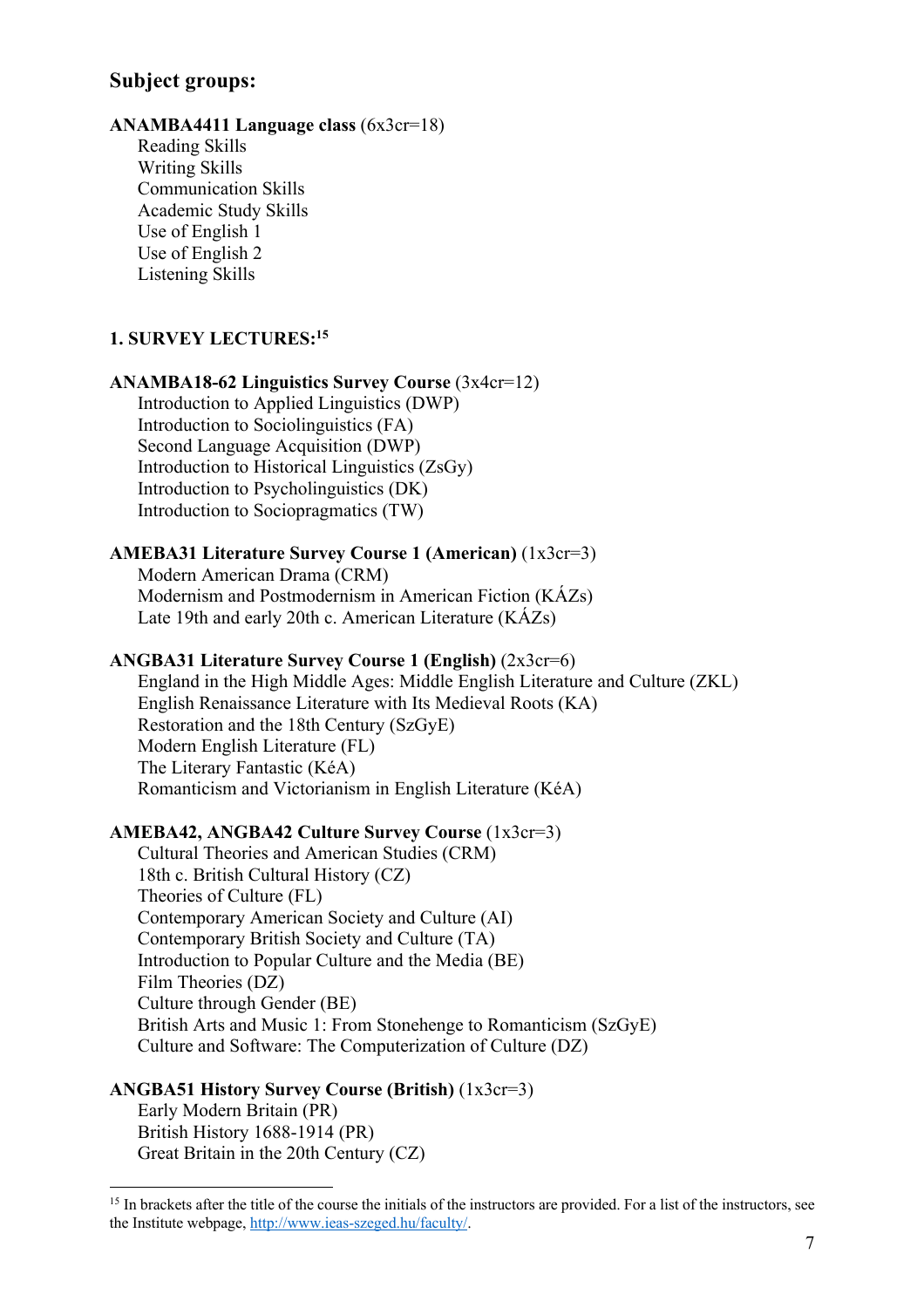## Subject groups:

**ANAMBA4411 Language class** (6x3cr=18)

- Reading Skills
- Writing Skills
- Communication Skills
- Academic Study Skills
- Use of English 1
- Use of English 2
- Listening Skills

### 1. SURVEY LECTURES:[15]

**ANAMBA18-62 Linguistics Survey Course** (3x4cr=12)

- Introduction to Applied Linguistics (DWP)
- Introduction to Sociolinguistics (FA)
- Second Language Acquisition (DWP)
- Introduction to Historical Linguistics (ZsGy)
- Introduction to Psycholinguistics (DK)
- Introduction to Sociopragmatics (TW)

**AMEBA31 Literature Survey Course 1 (American)** (1x3cr=3)

- Modern American Drama (CRM)
- Modernism and Postmodernism in American Fiction (KÁZs)
- Late 19th and early 20th c. American Literature (KÁZs)

**ANGBA31 Literature Survey Course 1 (English)** (2x3cr=6)

- England in the High Middle Ages: Middle English Literature and Culture (ZKL)
- English Renaissance Literature with Its Medieval Roots (KA)
- Restoration and the 18th Century (SzGyE)
- Modern English Literature (FL)
- The Literary Fantastic (KéA)
- Romanticism and Victorianism in English Literature (KéA)

**AMEBA42, ANGBA42 Culture Survey Course** (1x3cr=3)

- Cultural Theories and American Studies (CRM)
- 18th c. British Cultural History (CZ)
- Theories of Culture (FL)
- Contemporary American Society and Culture (AI)
- Contemporary British Society and Culture (TA)
- Introduction to Popular Culture and the Media (BE)
- Film Theories (DZ)
- Culture through Gender (BE)
- British Arts and Music 1: From Stonehenge to Romanticism (SzGyE)
- Culture and Software: The Computerization of Culture (DZ)

**ANGBA51 History Survey Course (British)** (1x3cr=3)

- Early Modern Britain (PR)
- British History 1688-1914 (PR)
- Great Britain in the 20th Century (CZ)

---

[15] In brackets after the title of the course the initials of the instructors are provided. For a list of the instructors, see the Institute webpage, http://www.ieas-szeged.hu/faculty/.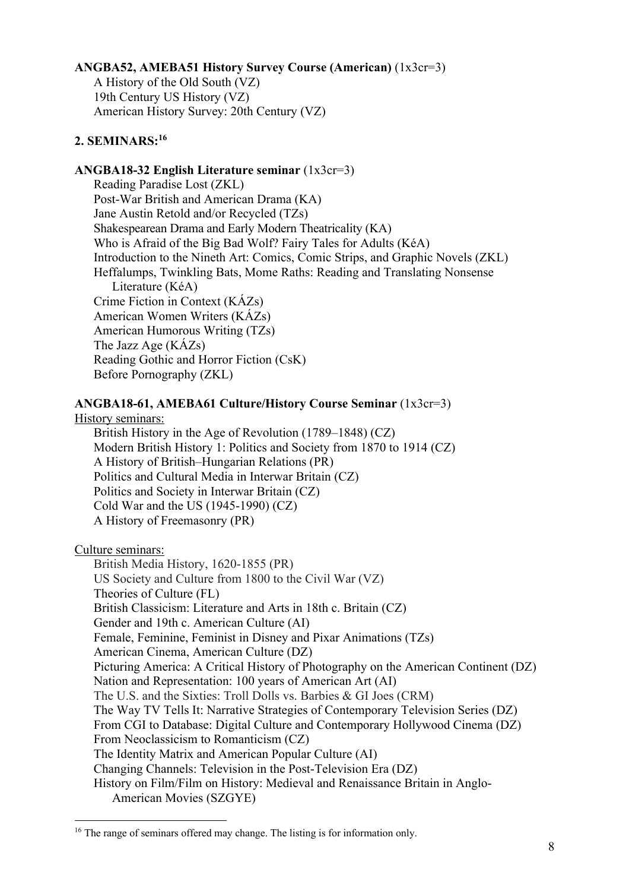**ANGBA52, AMEBA51 History Survey Course (American)** (1x3cr=3)

A History of the Old South (VZ)
19th Century US History (VZ)
American History Survey: 20th Century (VZ)

## 2. SEMINARS:[16]

**ANGBA18-32 English Literature seminar** (1x3cr=3)

Reading Paradise Lost (ZKL)
Post-War British and American Drama (KA)
Jane Austin Retold and/or Recycled (TZs)
Shakespearean Drama and Early Modern Theatricality (KA)
Who is Afraid of the Big Bad Wolf? Fairy Tales for Adults (KéA)
Introduction to the Nineth Art: Comics, Comic Strips, and Graphic Novels (ZKL)
Heffalumps, Twinkling Bats, Mome Raths: Reading and Translating Nonsense Literature (KéA)
Crime Fiction in Context (KÁZs)
American Women Writers (KÁZs)
American Humorous Writing (TZs)
The Jazz Age (KÁZs)
Reading Gothic and Horror Fiction (CsK)
Before Pornography (ZKL)

**ANGBA18-61, AMEBA61 Culture/History Course Seminar** (1x3cr=3)

History seminars:

British History in the Age of Revolution (1789–1848) (CZ)
Modern British History 1: Politics and Society from 1870 to 1914 (CZ)
A History of British–Hungarian Relations (PR)
Politics and Cultural Media in Interwar Britain (CZ)
Politics and Society in Interwar Britain (CZ)
Cold War and the US (1945-1990) (CZ)
A History of Freemasonry (PR)

Culture seminars:

British Media History, 1620-1855 (PR)
US Society and Culture from 1800 to the Civil War (VZ)
Theories of Culture (FL)
British Classicism: Literature and Arts in 18th c. Britain (CZ)
Gender and 19th c. American Culture (AI)
Female, Feminine, Feminist in Disney and Pixar Animations (TZs)
American Cinema, American Culture (DZ)
Picturing America: A Critical History of Photography on the American Continent (DZ)
Nation and Representation: 100 years of American Art (AI)
The U.S. and the Sixties: Troll Dolls vs. Barbies & GI Joes (CRM)
The Way TV Tells It: Narrative Strategies of Contemporary Television Series (DZ)
From CGI to Database: Digital Culture and Contemporary Hollywood Cinema (DZ)
From Neoclassicism to Romanticism (CZ)
The Identity Matrix and American Popular Culture (AI)
Changing Channels: Television in the Post-Television Era (DZ)
History on Film/Film on History: Medieval and Renaissance Britain in Anglo-American Movies (SZGYE)

[16] The range of seminars offered may change. The listing is for information only.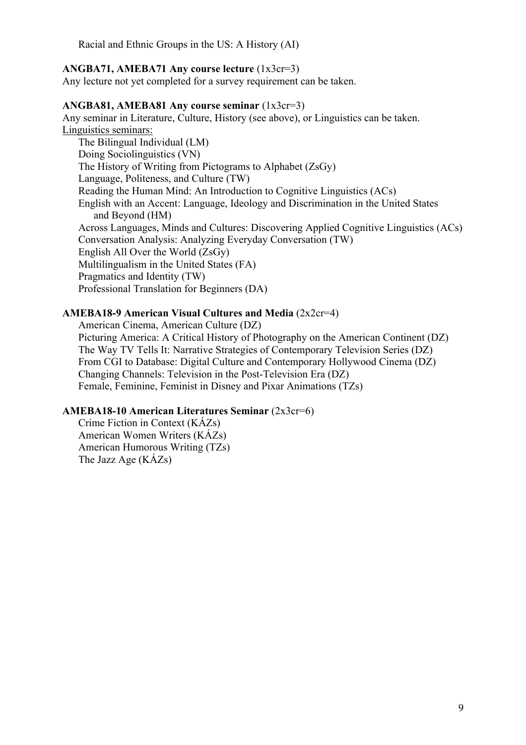Racial and Ethnic Groups in the US: A History (AI)

**ANGBA71, AMEBA71 Any course lecture** (1x3cr=3)
Any lecture not yet completed for a survey requirement can be taken.

**ANGBA81, AMEBA81 Any course seminar** (1x3cr=3)
Any seminar in Literature, Culture, History (see above), or Linguistics can be taken.
<u>Linguistics seminars:</u>

- The Bilingual Individual (LM)
- Doing Sociolinguistics (VN)
- The History of Writing from Pictograms to Alphabet (ZsGy)
- Language, Politeness, and Culture (TW)
- Reading the Human Mind: An Introduction to Cognitive Linguistics (ACs)
- English with an Accent: Language, Ideology and Discrimination in the United States and Beyond (HM)
- Across Languages, Minds and Cultures: Discovering Applied Cognitive Linguistics (ACs)
- Conversation Analysis: Analyzing Everyday Conversation (TW)
- English All Over the World (ZsGy)
- Multilingualism in the United States (FA)
- Pragmatics and Identity (TW)
- Professional Translation for Beginners (DA)

**AMEBA18-9 American Visual Cultures and Media** (2x2cr=4)

- American Cinema, American Culture (DZ)
- Picturing America: A Critical History of Photography on the American Continent (DZ)
- The Way TV Tells It: Narrative Strategies of Contemporary Television Series (DZ)
- From CGI to Database: Digital Culture and Contemporary Hollywood Cinema (DZ)
- Changing Channels: Television in the Post-Television Era (DZ)
- Female, Feminine, Feminist in Disney and Pixar Animations (TZs)

**AMEBA18-10 American Literatures Seminar** (2x3cr=6)

- Crime Fiction in Context (KÁZs)
- American Women Writers (KÁZs)
- American Humorous Writing (TZs)
- The Jazz Age (KÁZs)